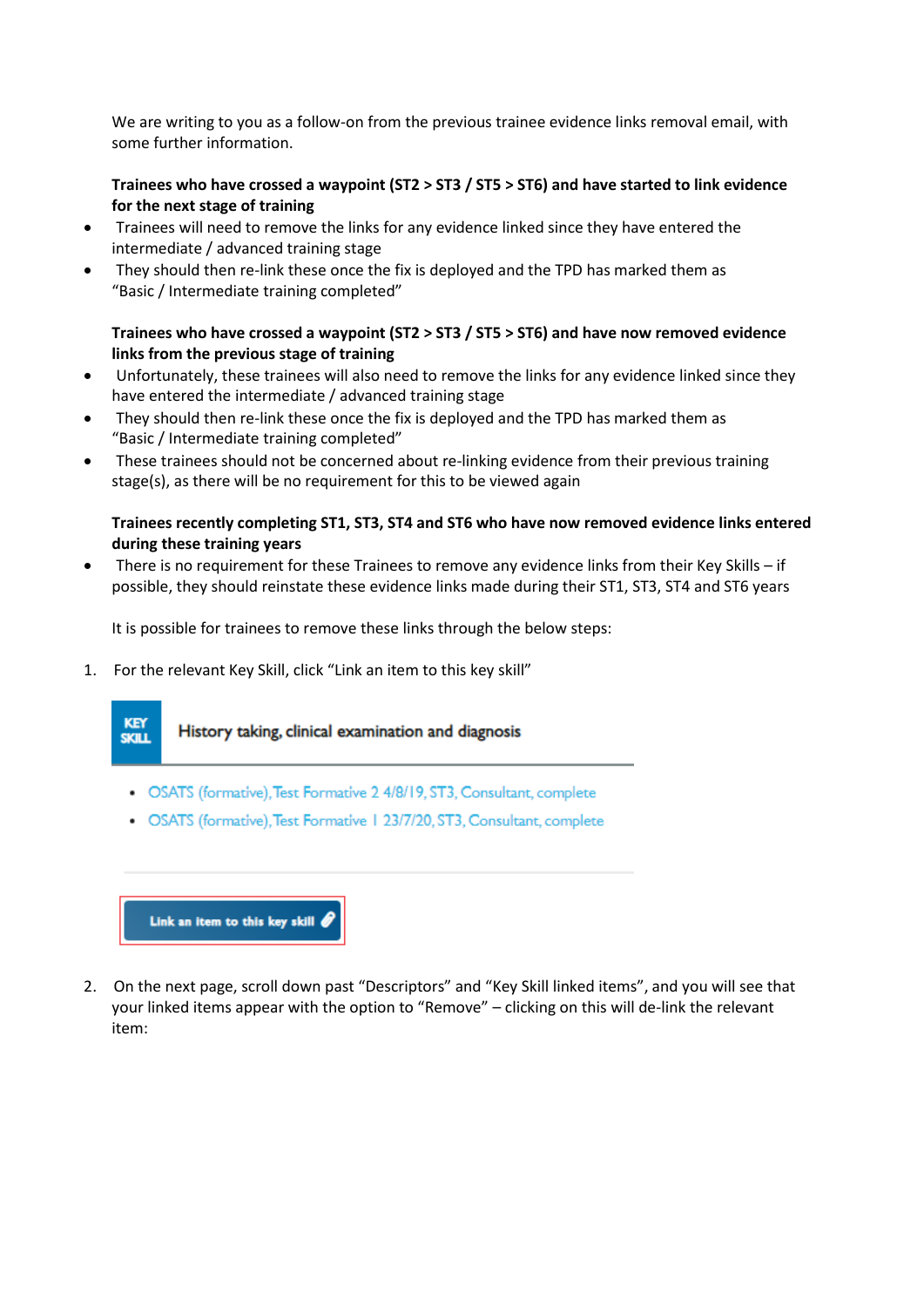We are writing to you as a follow-on from the previous trainee evidence links removal email, with some further information.

**Trainees who have crossed a waypoint (ST2 > ST3 / ST5 > ST6) and have started to link evidence for the next stage of training**

- Trainees will need to remove the links for any evidence linked since they have entered the intermediate / advanced training stage
- They should then re-link these once the fix is deployed and the TPD has marked them as "Basic / Intermediate training completed"

**Trainees who have crossed a waypoint (ST2 > ST3 / ST5 > ST6) and have now removed evidence links from the previous stage of training**

- Unfortunately, these trainees will also need to remove the links for any evidence linked since they have entered the intermediate / advanced training stage
- They should then re-link these once the fix is deployed and the TPD has marked them as "Basic / Intermediate training completed"
- These trainees should not be concerned about re-linking evidence from their previous training stage(s), as there will be no requirement for this to be viewed again

**Trainees recently completing ST1, ST3, ST4 and ST6 who have now removed evidence links entered during these training years**

- There is no requirement for these Trainees to remove any evidence links from their Key Skills – if possible, they should reinstate these evidence links made during their ST1, ST3, ST4 and ST6 years

It is possible for trainees to remove these links through the below steps:

1. For the relevant Key Skill, click "Link an item to this key skill"

KEY SKILL History taking, clinical examination and diagnosis

- OSATS (formative), Test Formative 2 4/8/19, ST3, Consultant, complete
- OSATS (formative), Test Formative 1 23/7/20, ST3, Consultant, complete

Link an item to this key skill

2. On the next page, scroll down past "Descriptors" and "Key Skill linked items", and you will see that your linked items appear with the option to "Remove" – clicking on this will de-link the relevant item: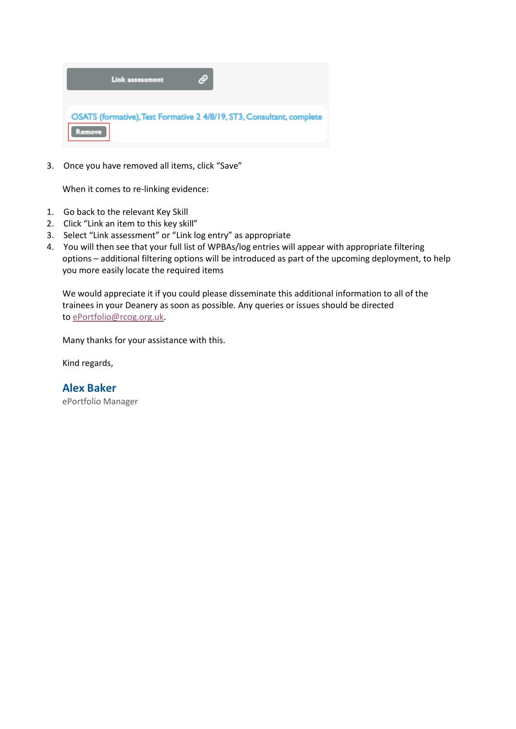3. Once you have removed all items, click “Save”

When it comes to re-linking evidence:

1. Go back to the relevant Key Skill
2. Click “Link an item to this key skill”
3. Select “Link assessment” or “Link log entry” as appropriate
4. You will then see that your full list of WPBAs/log entries will appear with appropriate filtering options – additional filtering options will be introduced as part of the upcoming deployment, to help you more easily locate the required items

We would appreciate it if you could please disseminate this additional information to all of the trainees in your Deanery as soon as possible. Any queries or issues should be directed to ePortfolio@rcog.org.uk.

Many thanks for your assistance with this.

Kind regards,

**Alex Baker**
ePortfolio Manager